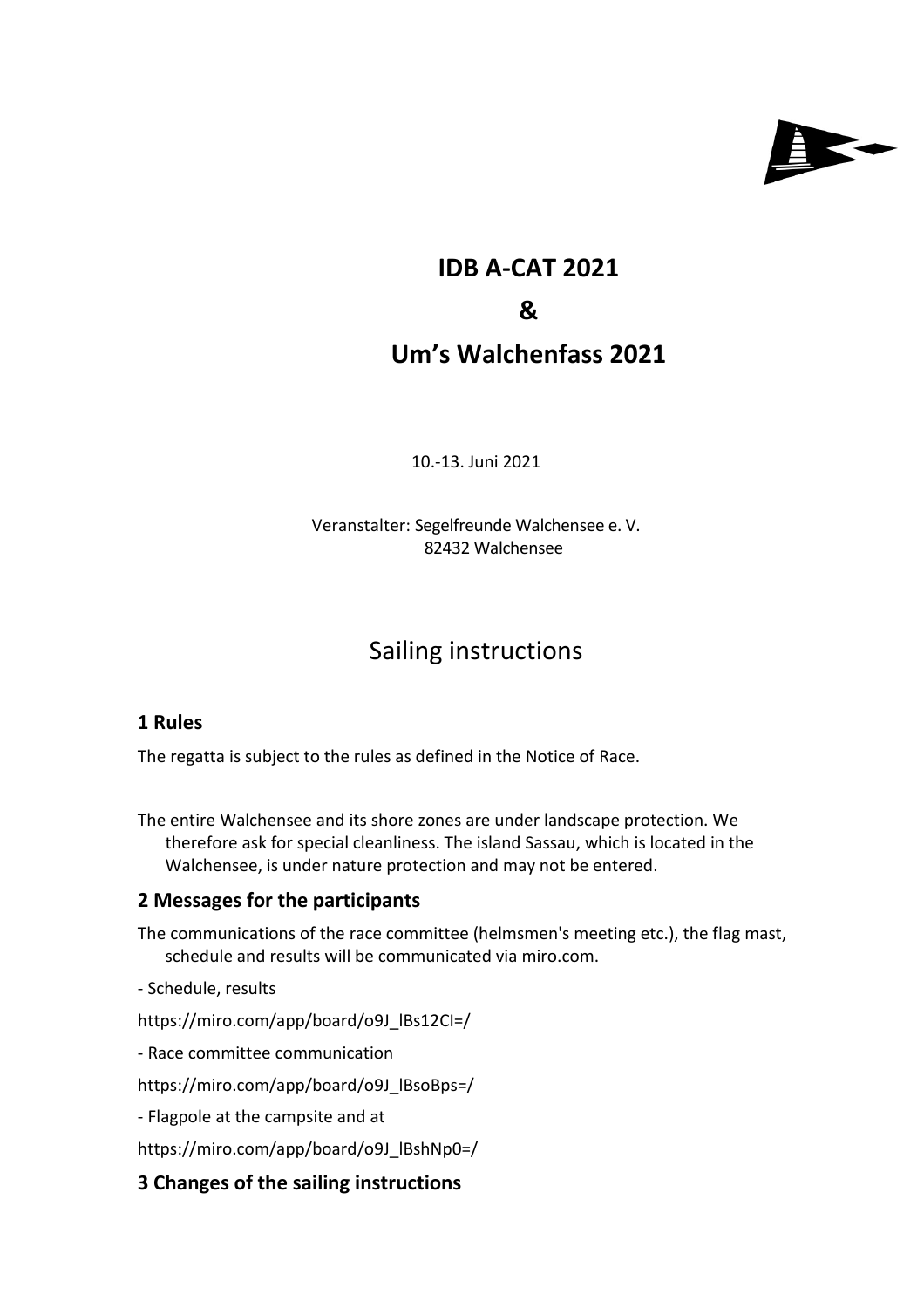# IDB A-CAT 2021

# &

# Um's Walchenfass 2021

10.-13. Juni 2021

Veranstalter: Segelfreunde Walchensee e. V.
82432 Walchensee

# Sailing instructions

## 1 Rules

The regatta is subject to the rules as defined in the Notice of Race.

The entire Walchensee and its shore zones are under landscape protection. We therefore ask for special cleanliness. The island Sassau, which is located in the Walchensee, is under nature protection and may not be entered.

## 2 Messages for the participants

The communications of the race committee (helmsmen's meeting etc.), the flag mast, schedule and results will be communicated via miro.com.

- Schedule, results

https://miro.com/app/board/o9J_lBs12CI=/

- Race committee communication

https://miro.com/app/board/o9J_lBsoBps=/

- Flagpole at the campsite and at

https://miro.com/app/board/o9J_lBshNp0=/

## 3 Changes of the sailing instructions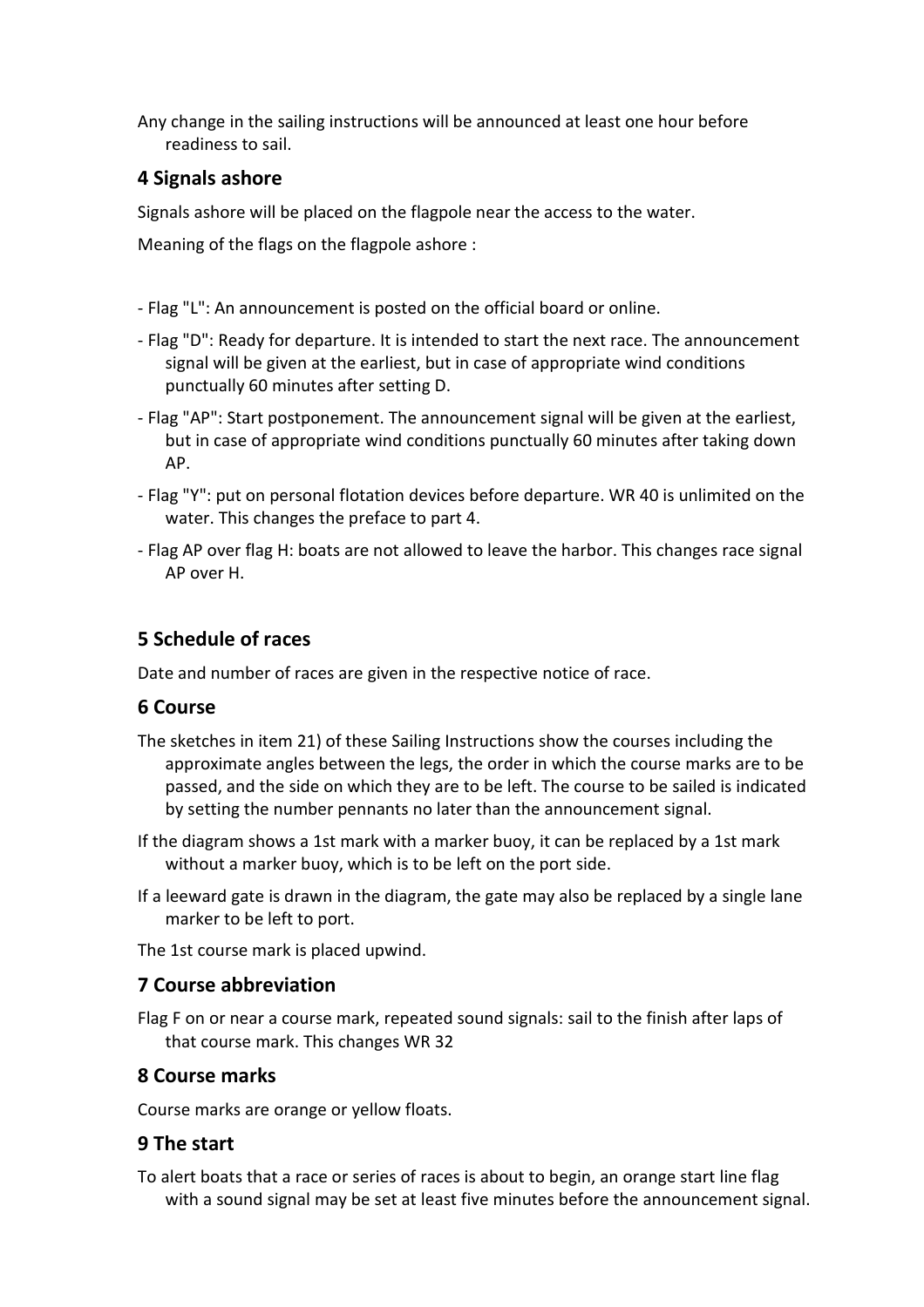Any change in the sailing instructions will be announced at least one hour before readiness to sail.

## 4 Signals ashore

Signals ashore will be placed on the flagpole near the access to the water.

Meaning of the flags on the flagpole ashore :

- Flag "L": An announcement is posted on the official board or online.
- Flag "D": Ready for departure. It is intended to start the next race. The announcement signal will be given at the earliest, but in case of appropriate wind conditions punctually 60 minutes after setting D.
- Flag "AP": Start postponement. The announcement signal will be given at the earliest, but in case of appropriate wind conditions punctually 60 minutes after taking down AP.
- Flag "Y": put on personal flotation devices before departure. WR 40 is unlimited on the water. This changes the preface to part 4.
- Flag AP over flag H: boats are not allowed to leave the harbor. This changes race signal AP over H.

## 5 Schedule of races

Date and number of races are given in the respective notice of race.

## 6 Course

The sketches in item 21) of these Sailing Instructions show the courses including the approximate angles between the legs, the order in which the course marks are to be passed, and the side on which they are to be left. The course to be sailed is indicated by setting the number pennants no later than the announcement signal.

If the diagram shows a 1st mark with a marker buoy, it can be replaced by a 1st mark without a marker buoy, which is to be left on the port side.

If a leeward gate is drawn in the diagram, the gate may also be replaced by a single lane marker to be left to port.

The 1st course mark is placed upwind.

## 7 Course abbreviation

Flag F on or near a course mark, repeated sound signals: sail to the finish after laps of that course mark. This changes WR 32

## 8 Course marks

Course marks are orange or yellow floats.

## 9 The start

To alert boats that a race or series of races is about to begin, an orange start line flag with a sound signal may be set at least five minutes before the announcement signal.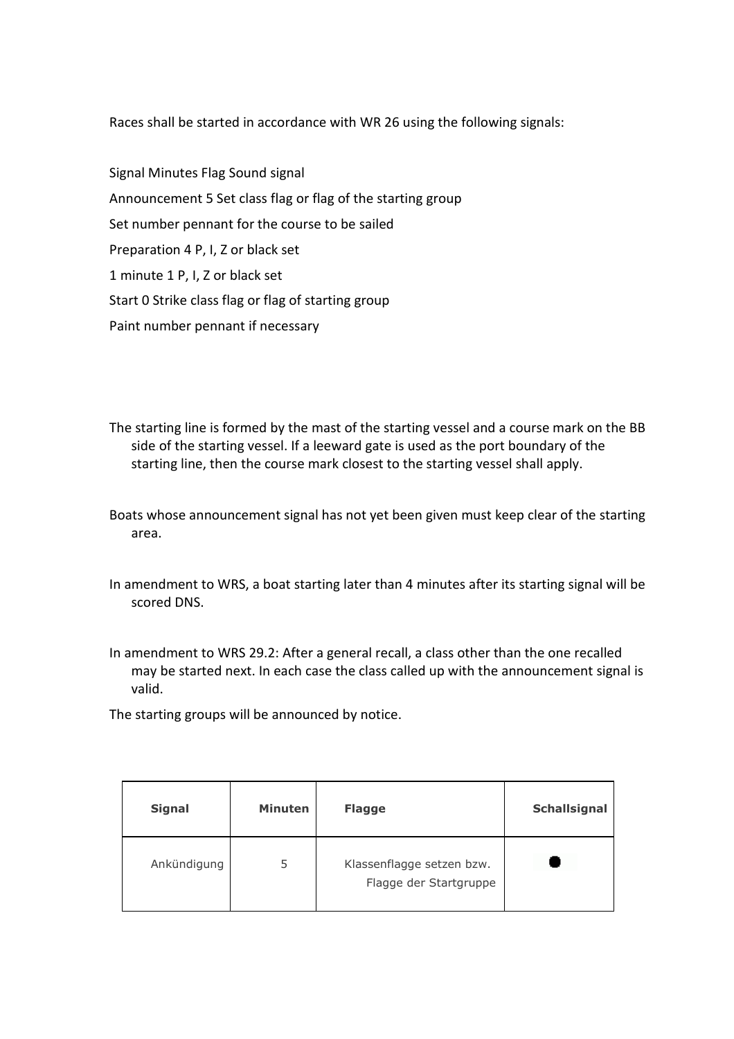Races shall be started in accordance with WR 26 using the following signals:

Signal Minutes Flag Sound signal

Announcement 5 Set class flag or flag of the starting group

Set number pennant for the course to be sailed

Preparation 4 P, I, Z or black set

1 minute 1 P, I, Z or black set

Start 0 Strike class flag or flag of starting group

Paint number pennant if necessary

The starting line is formed by the mast of the starting vessel and a course mark on the BB side of the starting vessel. If a leeward gate is used as the port boundary of the starting line, then the course mark closest to the starting vessel shall apply.

Boats whose announcement signal has not yet been given must keep clear of the starting area.

In amendment to WRS, a boat starting later than 4 minutes after its starting signal will be scored DNS.

In amendment to WRS 29.2: After a general recall, a class other than the one recalled may be started next. In each case the class called up with the announcement signal is valid.

The starting groups will be announced by notice.

| Signal | Minuten | Flagge | Schallsignal |
|---|---|---|---|
| Ankündigung | 5 | Klassenflagge setzen bzw. Flagge der Startgruppe | ● |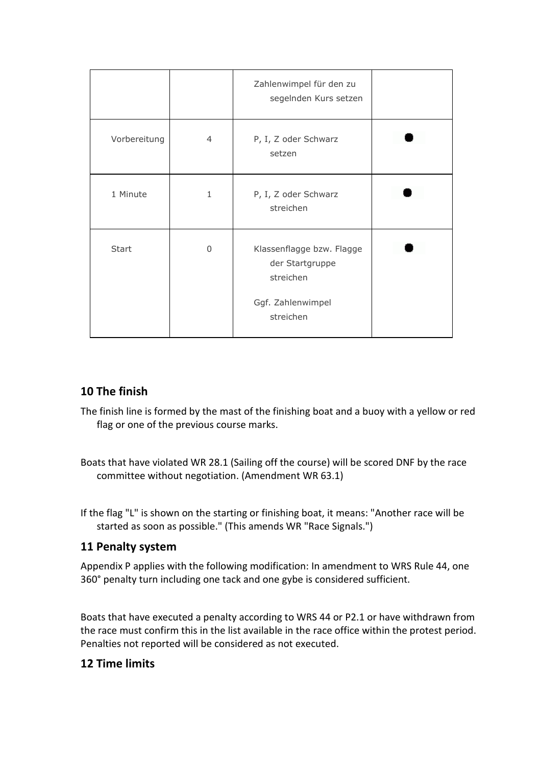| | | Zahlenwimpel für den zu segelnden Kurs setzen | |
| --- | --- | --- | --- |
| Vorbereitung | 4 | P, I, Z oder Schwarz setzen | ● |
| 1 Minute | 1 | P, I, Z oder Schwarz streichen | ● |
| Start | 0 | Klassenflagge bzw. Flagge der Startgruppe streichen<br><br>Ggf. Zahlenwimpel streichen | ● |

## 10 The finish

The finish line is formed by the mast of the finishing boat and a buoy with a yellow or red flag or one of the previous course marks.

Boats that have violated WR 28.1 (Sailing off the course) will be scored DNF by the race committee without negotiation. (Amendment WR 63.1)

If the flag "L" is shown on the starting or finishing boat, it means: "Another race will be started as soon as possible." (This amends WR "Race Signals.")

## 11 Penalty system

Appendix P applies with the following modification: In amendment to WRS Rule 44, one 360° penalty turn including one tack and one gybe is considered sufficient.

Boats that have executed a penalty according to WRS 44 or P2.1 or have withdrawn from the race must confirm this in the list available in the race office within the protest period. Penalties not reported will be considered as not executed.

## 12 Time limits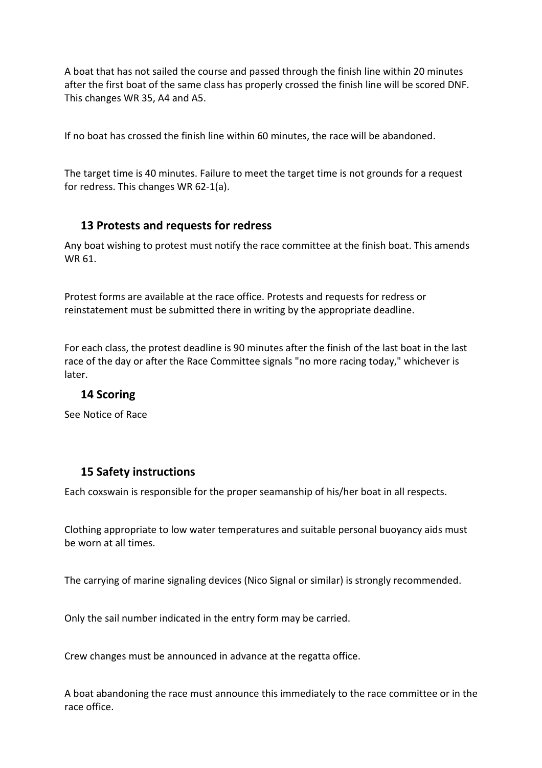A boat that has not sailed the course and passed through the finish line within 20 minutes after the first boat of the same class has properly crossed the finish line will be scored DNF. This changes WR 35, A4 and A5.

If no boat has crossed the finish line within 60 minutes, the race will be abandoned.

The target time is 40 minutes. Failure to meet the target time is not grounds for a request for redress. This changes WR 62-1(a).

## 13 Protests and requests for redress

Any boat wishing to protest must notify the race committee at the finish boat. This amends WR 61.

Protest forms are available at the race office. Protests and requests for redress or reinstatement must be submitted there in writing by the appropriate deadline.

For each class, the protest deadline is 90 minutes after the finish of the last boat in the last race of the day or after the Race Committee signals "no more racing today," whichever is later.

## 14 Scoring

See Notice of Race

## 15 Safety instructions

Each coxswain is responsible for the proper seamanship of his/her boat in all respects.

Clothing appropriate to low water temperatures and suitable personal buoyancy aids must be worn at all times.

The carrying of marine signaling devices (Nico Signal or similar) is strongly recommended.

Only the sail number indicated in the entry form may be carried.

Crew changes must be announced in advance at the regatta office.

A boat abandoning the race must announce this immediately to the race committee or in the race office.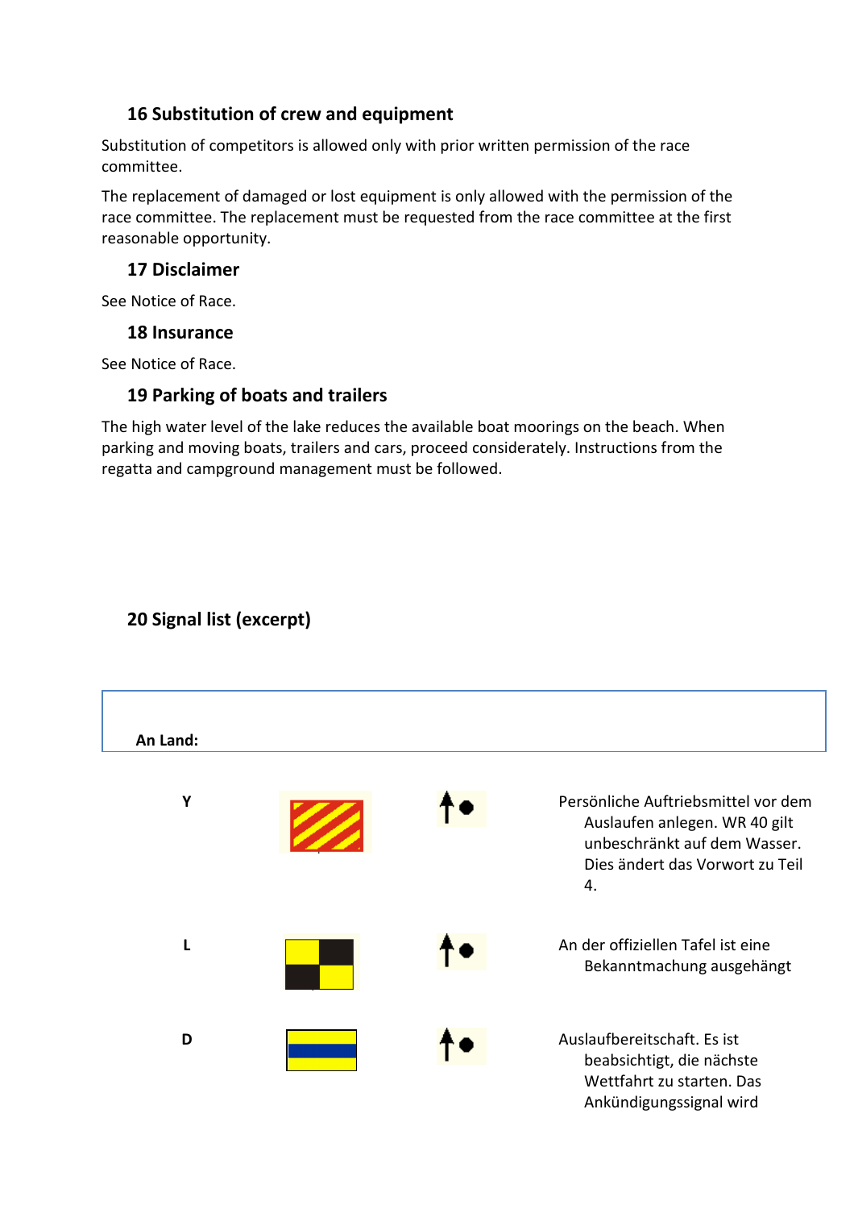## 16 Substitution of crew and equipment

Substitution of competitors is allowed only with prior written permission of the race committee.

The replacement of damaged or lost equipment is only allowed with the permission of the race committee. The replacement must be requested from the race committee at the first reasonable opportunity.

## 17 Disclaimer

See Notice of Race.

## 18 Insurance

See Notice of Race.

## 19 Parking of boats and trailers

The high water level of the lake reduces the available boat moorings on the beach. When parking and moving boats, trailers and cars, proceed considerately. Instructions from the regatta and campground management must be followed.

## 20 Signal list (excerpt)

**An Land:**

| Flagge | | | Bedeutung |
|---|---|---|---|
| Y | | | Persönliche Auftriebsmittel vor dem Auslaufen anlegen. WR 40 gilt unbeschränkt auf dem Wasser. Dies ändert das Vorwort zu Teil 4. |
| L | | | An der offiziellen Tafel ist eine Bekanntmachung ausgehängt |
| D | | | Auslaufbereitschaft. Es ist beabsichtigt, die nächste Wettfahrt zu starten. Das Ankündigungssignal wird |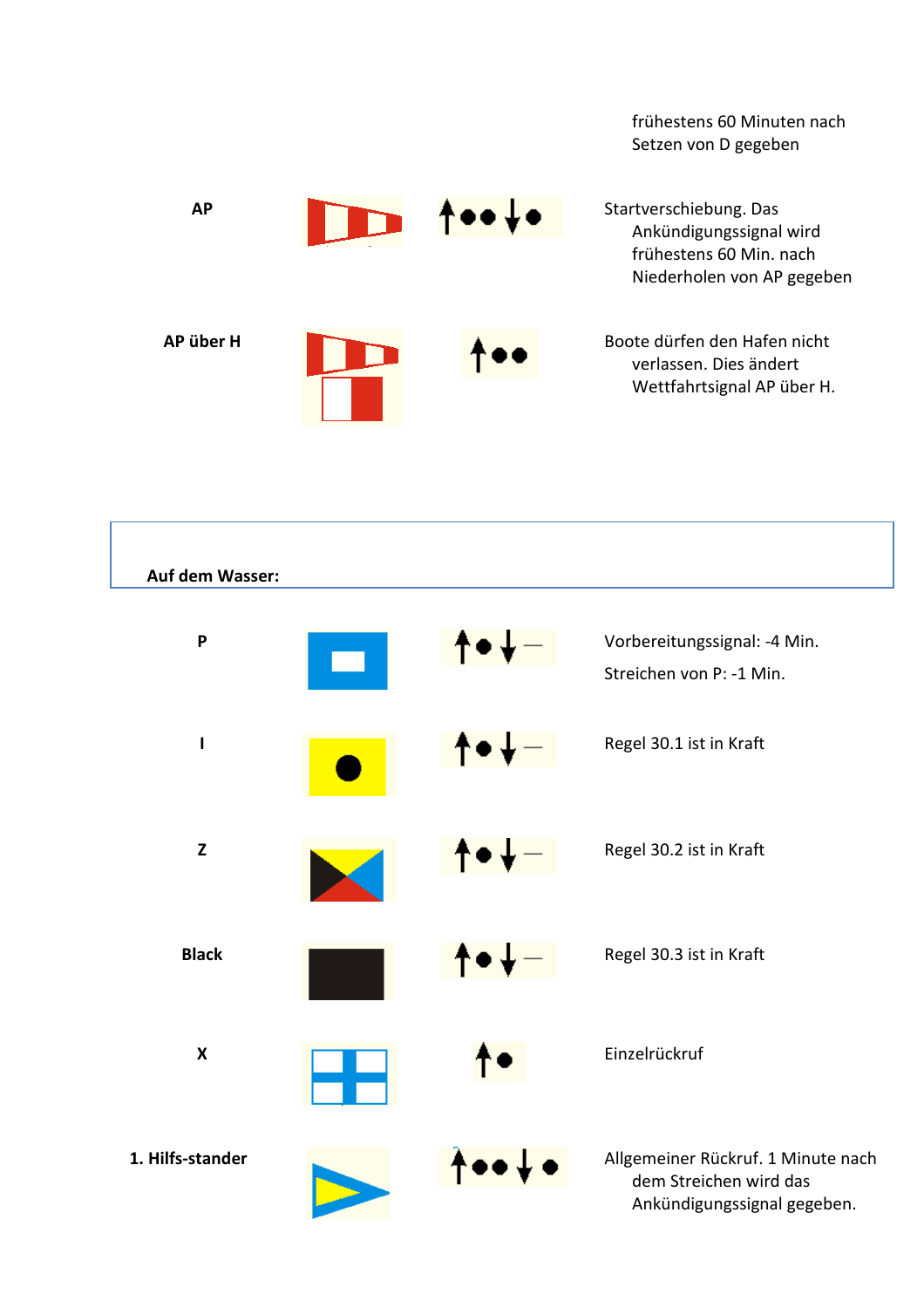frühestens 60 Minuten nach Setzen von D gegeben

| | | | |
|---|---|---|---|
| **AP** | | ↑●● ↓● | Startverschiebung. Das Ankündigungssignal wird frühestens 60 Min. nach Niederholen von AP gegeben |
| **AP über H** | | ↑●● | Boote dürfen den Hafen nicht verlassen. Dies ändert Wettfahrtsignal AP über H. |

**Auf dem Wasser:**

| | | | |
|---|---|---|---|
| **P** | | ↑● ↓ — | Vorbereitungssignal: -4 Min.<br>Streichen von P: -1 Min. |
| **I** | | ↑● ↓ — | Regel 30.1 ist in Kraft |
| **Z** | | ↑● ↓ — | Regel 30.2 ist in Kraft |
| **Black** | | ↑● ↓ — | Regel 30.3 ist in Kraft |
| **X** | | ↑● | Einzelrückruf |
| **1. Hilfs-stander** | | ↑●● ↓● | Allgemeiner Rückruf. 1 Minute nach dem Streichen wird das Ankündigungssignal gegeben. |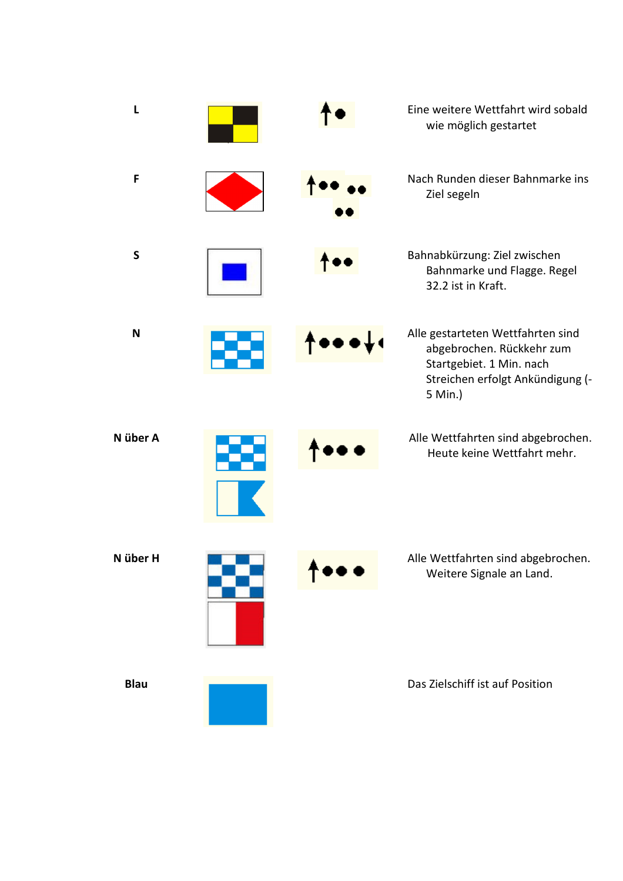| | | | |
|---|---|---|---|
| **L** | | | Eine weitere Wettfahrt wird sobald wie möglich gestartet |
| **F** | | | Nach Runden dieser Bahnmarke ins Ziel segeln |
| **S** | | | Bahnabkürzung: Ziel zwischen Bahnmarke und Flagge. Regel 32.2 ist in Kraft. |
| **N** | | | Alle gestarteten Wettfahrten sind abgebrochen. Rückkehr zum Startgebiet. 1 Min. nach Streichen erfolgt Ankündigung (-5 Min.) |
| **N über A** | | | Alle Wettfahrten sind abgebrochen. Heute keine Wettfahrt mehr. |
| **N über H** | | | Alle Wettfahrten sind abgebrochen. Weitere Signale an Land. |
| **Blau** | | | Das Zielschiff ist auf Position |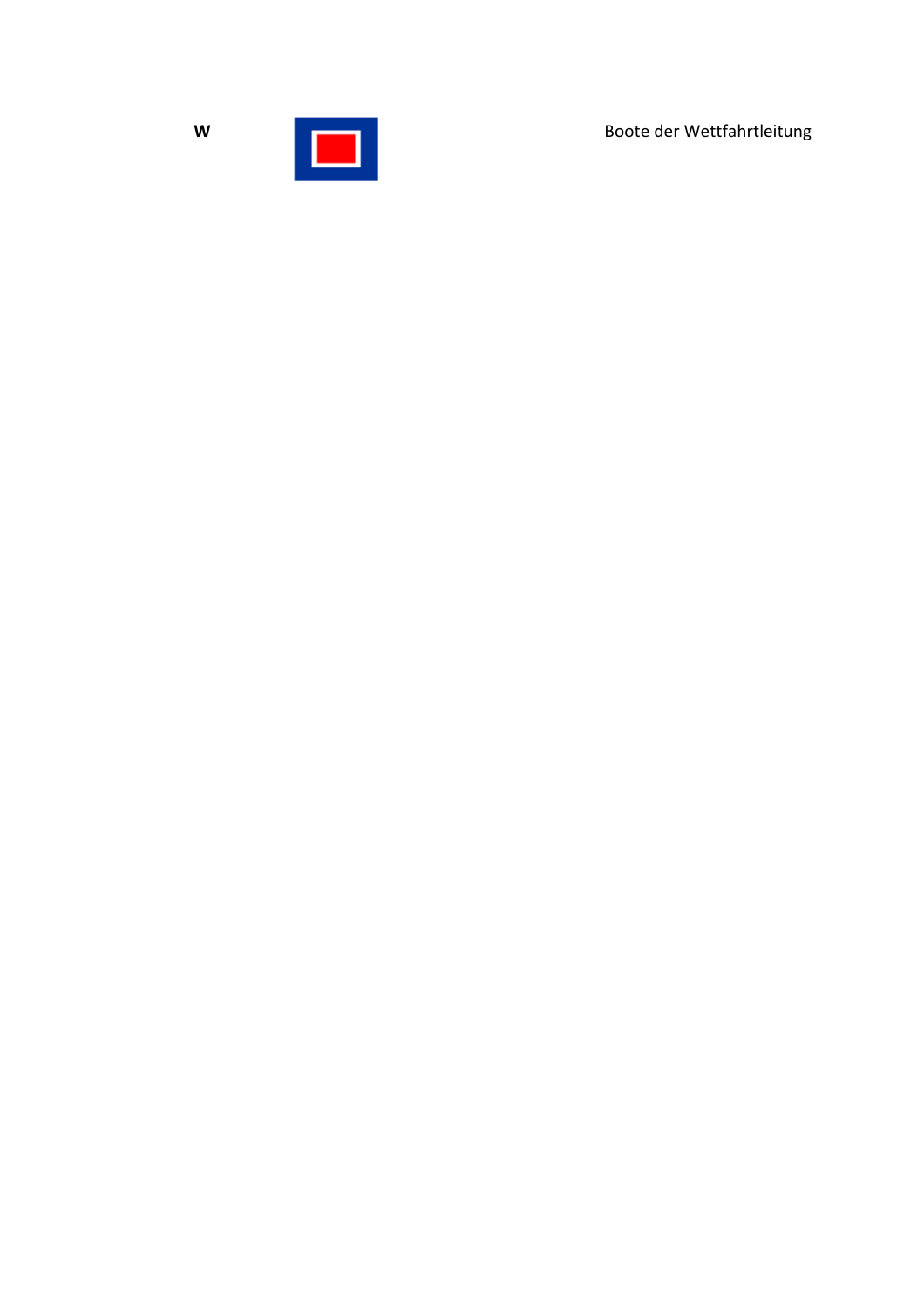| **W** | | Boote der Wettfahrtleitung |
|---|---|---|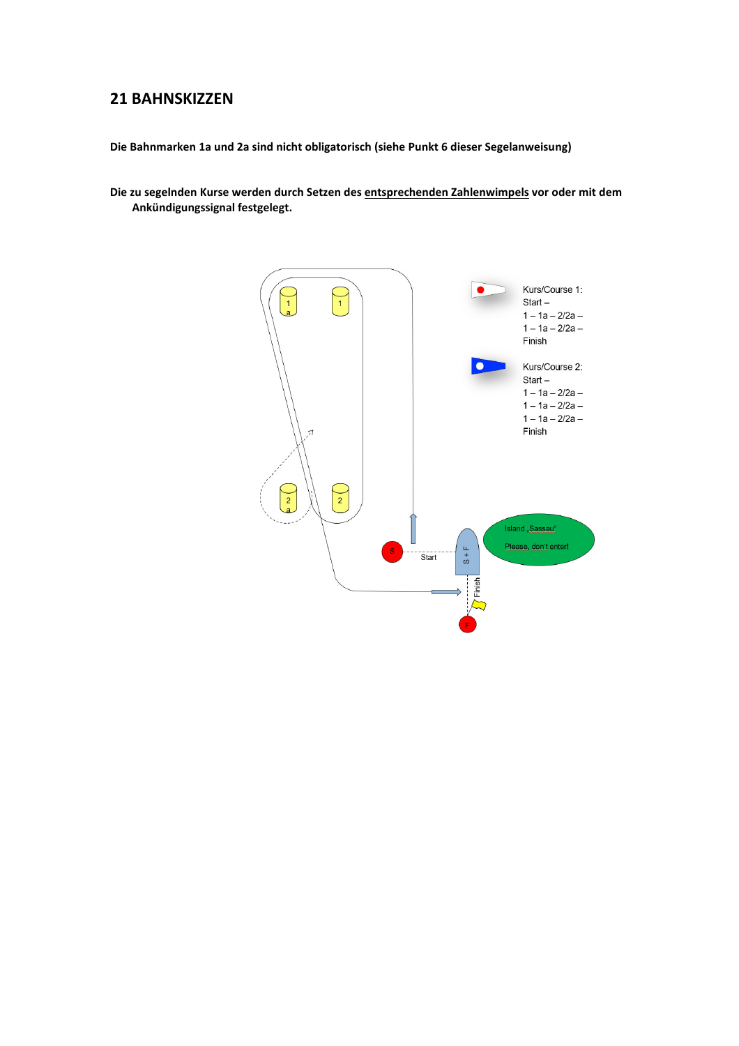## 21 BAHNSKIZZEN

**Die Bahnmarken 1a und 2a sind nicht obligatorisch (siehe Punkt 6 dieser Segelanweisung)**

**Die zu segelnden Kurse werden durch Setzen des <u>entsprechenden Zahlenwimpels</u> vor oder mit dem Ankündigungssignal festgelegt.**

Kurs/Course 1:
Start –
1 – 1a – 2/2a –
1 – 1a – 2/2a –
Finish

Kurs/Course 2:
Start –
1 – 1a – 2/2a –
1 – 1a – 2/2a –
1 – 1a – 2/2a –
Finish

Island „Sassau"

Please, don't enter!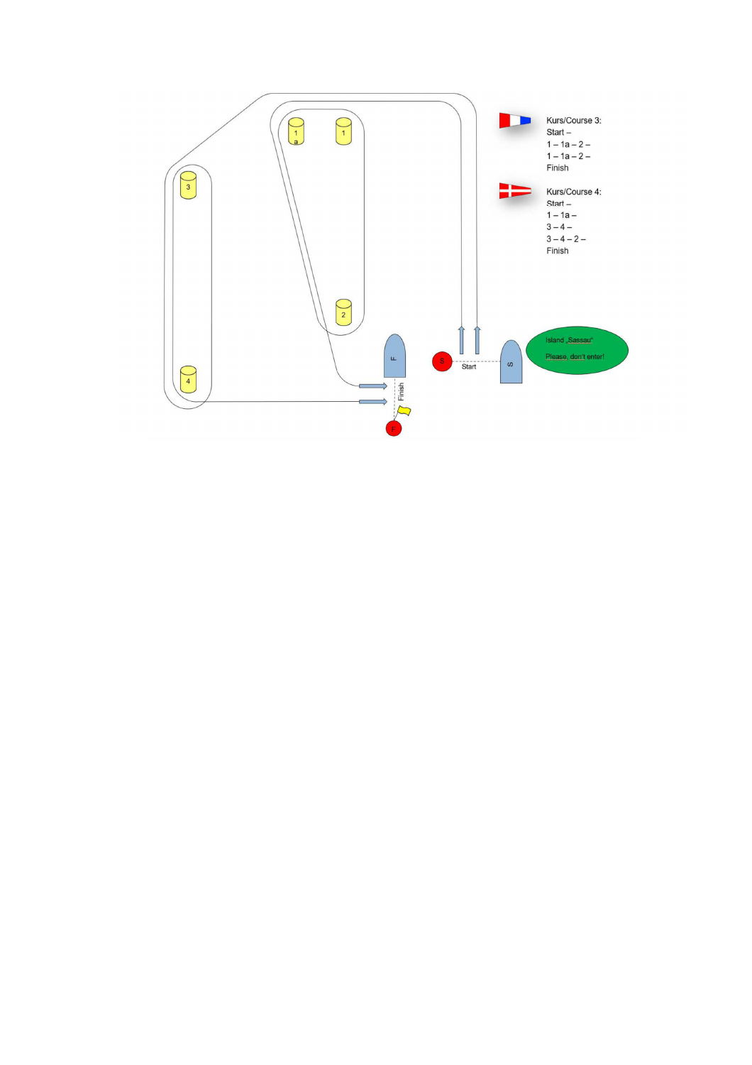Kurs/Course 3:
Start –
1 – 1a – 2 –
1 – 1a – 2 –
Finish

Kurs/Course 4:
Start –
1 – 1a –
3 – 4 –
3 – 4 – 2 –
Finish

Island „Sassau"

Please, don't enter!

Start

Finish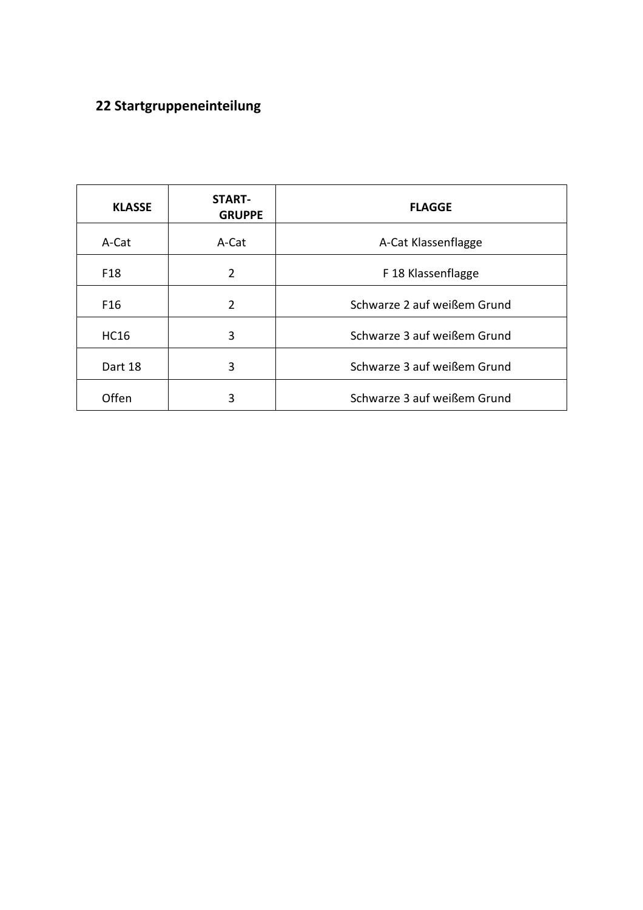## 22 Startgruppeneinteilung

| KLASSE | START-GRUPPE | FLAGGE |
|---|---|---|
| A-Cat | A-Cat | A-Cat Klassenflagge |
| F18 | 2 | F 18 Klassenflagge |
| F16 | 2 | Schwarze 2 auf weißem Grund |
| HC16 | 3 | Schwarze 3 auf weißem Grund |
| Dart 18 | 3 | Schwarze 3 auf weißem Grund |
| Offen | 3 | Schwarze 3 auf weißem Grund |